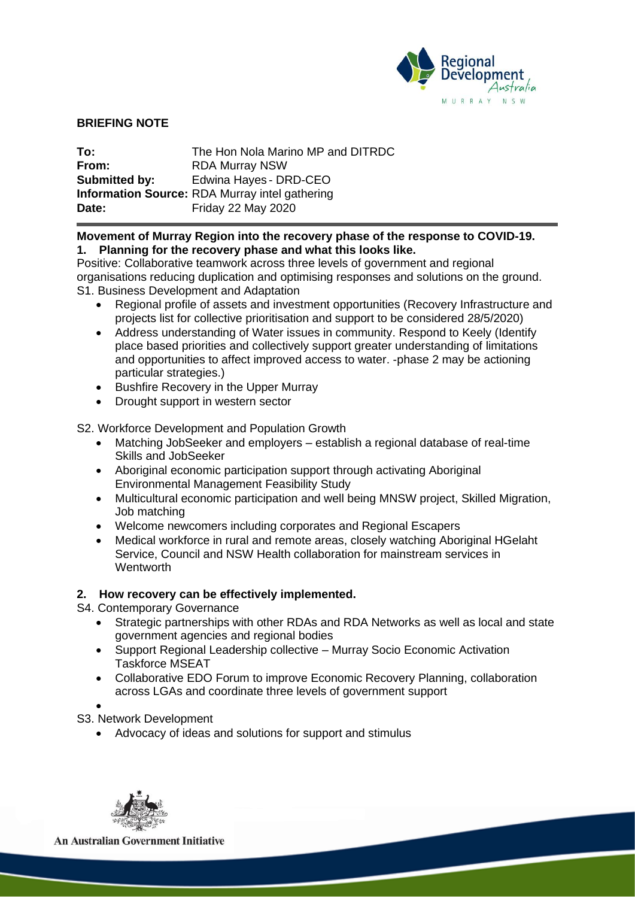**BRIEFING NOTE**

**To:** The Hon Nola Marino MP and DITRDC
**From:** RDA Murray NSW
**Submitted by:** Edwina Hayes - DRD-CEO
**Information Source:** RDA Murray intel gathering
**Date:** Friday 22 May 2020

**Movement of Murray Region into the recovery phase of the response to COVID-19.**

**1. Planning for the recovery phase and what this looks like.**

Positive: Collaborative teamwork across three levels of government and regional organisations reducing duplication and optimising responses and solutions on the ground.

S1. Business Development and Adaptation

- Regional profile of assets and investment opportunities (Recovery Infrastructure and projects list for collective prioritisation and support to be considered 28/5/2020)
- Address understanding of Water issues in community. Respond to Keely (Identify place based priorities and collectively support greater understanding of limitations and opportunities to affect improved access to water. -phase 2 may be actioning particular strategies.)
- Bushfire Recovery in the Upper Murray
- Drought support in western sector

S2. Workforce Development and Population Growth

- Matching JobSeeker and employers – establish a regional database of real-time Skills and JobSeeker
- Aboriginal economic participation support through activating Aboriginal Environmental Management Feasibility Study
- Multicultural economic participation and well being MNSW project, Skilled Migration, Job matching
- Welcome newcomers including corporates and Regional Escapers
- Medical workforce in rural and remote areas, closely watching Aboriginal HGelaht Service, Council and NSW Health collaboration for mainstream services in Wentworth

**2. How recovery can be effectively implemented.**

S4. Contemporary Governance

- Strategic partnerships with other RDAs and RDA Networks as well as local and state government agencies and regional bodies
- Support Regional Leadership collective – Murray Socio Economic Activation Taskforce MSEAT
- Collaborative EDO Forum to improve Economic Recovery Planning, collaboration across LGAs and coordinate three levels of government support

S3. Network Development

- Advocacy of ideas and solutions for support and stimulus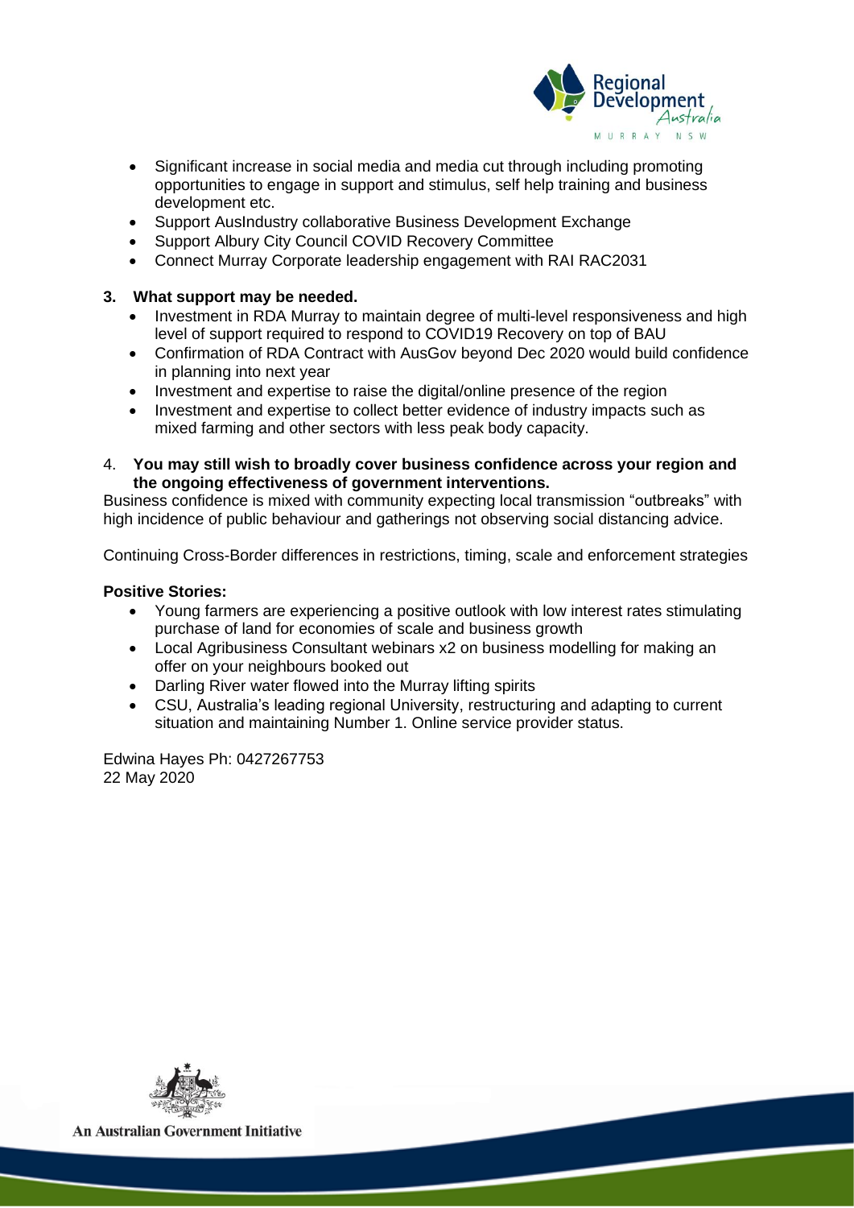- Significant increase in social media and media cut through including promoting opportunities to engage in support and stimulus, self help training and business development etc.
- Support AusIndustry collaborative Business Development Exchange
- Support Albury City Council COVID Recovery Committee
- Connect Murray Corporate leadership engagement with RAI RAC2031

**3. What support may be needed.**

- Investment in RDA Murray to maintain degree of multi-level responsiveness and high level of support required to respond to COVID19 Recovery on top of BAU
- Confirmation of RDA Contract with AusGov beyond Dec 2020 would build confidence in planning into next year
- Investment and expertise to raise the digital/online presence of the region
- Investment and expertise to collect better evidence of industry impacts such as mixed farming and other sectors with less peak body capacity.

4. **You may still wish to broadly cover business confidence across your region and the ongoing effectiveness of government interventions.**

Business confidence is mixed with community expecting local transmission "outbreaks" with high incidence of public behaviour and gatherings not observing social distancing advice.

Continuing Cross-Border differences in restrictions, timing, scale and enforcement strategies

**Positive Stories:**

- Young farmers are experiencing a positive outlook with low interest rates stimulating purchase of land for economies of scale and business growth
- Local Agribusiness Consultant webinars x2 on business modelling for making an offer on your neighbours booked out
- Darling River water flowed into the Murray lifting spirits
- CSU, Australia's leading regional University, restructuring and adapting to current situation and maintaining Number 1. Online service provider status.

Edwina Hayes Ph: 0427267753
22 May 2020